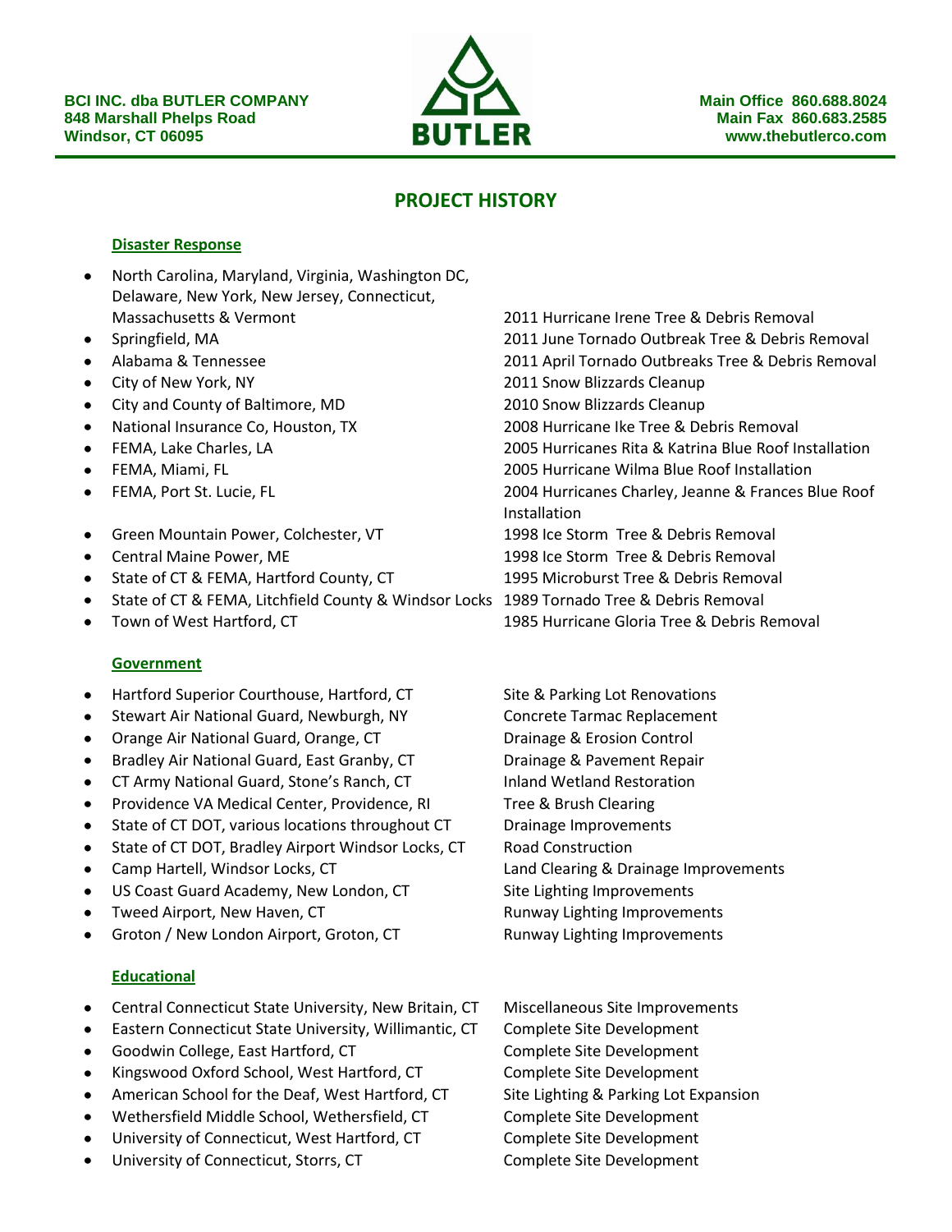**BCI INC. dba BUTLER COMPANY**
**848 Marshall Phelps Road**
**Windsor, CT 06095**

**BUTLER**

**Main Office 860.688.8024**
**Main Fax 860.683.2585**
**www.thebutlerco.com**

# PROJECT HISTORY

## Disaster Response

- North Carolina, Maryland, Virginia, Washington DC, Delaware, New York, New Jersey, Connecticut, Massachusetts & Vermont — 2011 Hurricane Irene Tree & Debris Removal
- Springfield, MA — 2011 June Tornado Outbreak Tree & Debris Removal
- Alabama & Tennessee — 2011 April Tornado Outbreaks Tree & Debris Removal
- City of New York, NY — 2011 Snow Blizzards Cleanup
- City and County of Baltimore, MD — 2010 Snow Blizzards Cleanup
- National Insurance Co, Houston, TX — 2008 Hurricane Ike Tree & Debris Removal
- FEMA, Lake Charles, LA — 2005 Hurricanes Rita & Katrina Blue Roof Installation
- FEMA, Miami, FL — 2005 Hurricane Wilma Blue Roof Installation
- FEMA, Port St. Lucie, FL — 2004 Hurricanes Charley, Jeanne & Frances Blue Roof Installation
- Green Mountain Power, Colchester, VT — 1998 Ice Storm Tree & Debris Removal
- Central Maine Power, ME — 1998 Ice Storm Tree & Debris Removal
- State of CT & FEMA, Hartford County, CT — 1995 Microburst Tree & Debris Removal
- State of CT & FEMA, Litchfield County & Windsor Locks — 1989 Tornado Tree & Debris Removal
- Town of West Hartford, CT — 1985 Hurricane Gloria Tree & Debris Removal

## Government

- Hartford Superior Courthouse, Hartford, CT — Site & Parking Lot Renovations
- Stewart Air National Guard, Newburgh, NY — Concrete Tarmac Replacement
- Orange Air National Guard, Orange, CT — Drainage & Erosion Control
- Bradley Air National Guard, East Granby, CT — Drainage & Pavement Repair
- CT Army National Guard, Stone's Ranch, CT — Inland Wetland Restoration
- Providence VA Medical Center, Providence, RI — Tree & Brush Clearing
- State of CT DOT, various locations throughout CT — Drainage Improvements
- State of CT DOT, Bradley Airport Windsor Locks, CT — Road Construction
- Camp Hartell, Windsor Locks, CT — Land Clearing & Drainage Improvements
- US Coast Guard Academy, New London, CT — Site Lighting Improvements
- Tweed Airport, New Haven, CT — Runway Lighting Improvements
- Groton / New London Airport, Groton, CT — Runway Lighting Improvements

## Educational

- Central Connecticut State University, New Britain, CT — Miscellaneous Site Improvements
- Eastern Connecticut State University, Willimantic, CT — Complete Site Development
- Goodwin College, East Hartford, CT — Complete Site Development
- Kingswood Oxford School, West Hartford, CT — Complete Site Development
- American School for the Deaf, West Hartford, CT — Site Lighting & Parking Lot Expansion
- Wethersfield Middle School, Wethersfield, CT — Complete Site Development
- University of Connecticut, West Hartford, CT — Complete Site Development
- University of Connecticut, Storrs, CT — Complete Site Development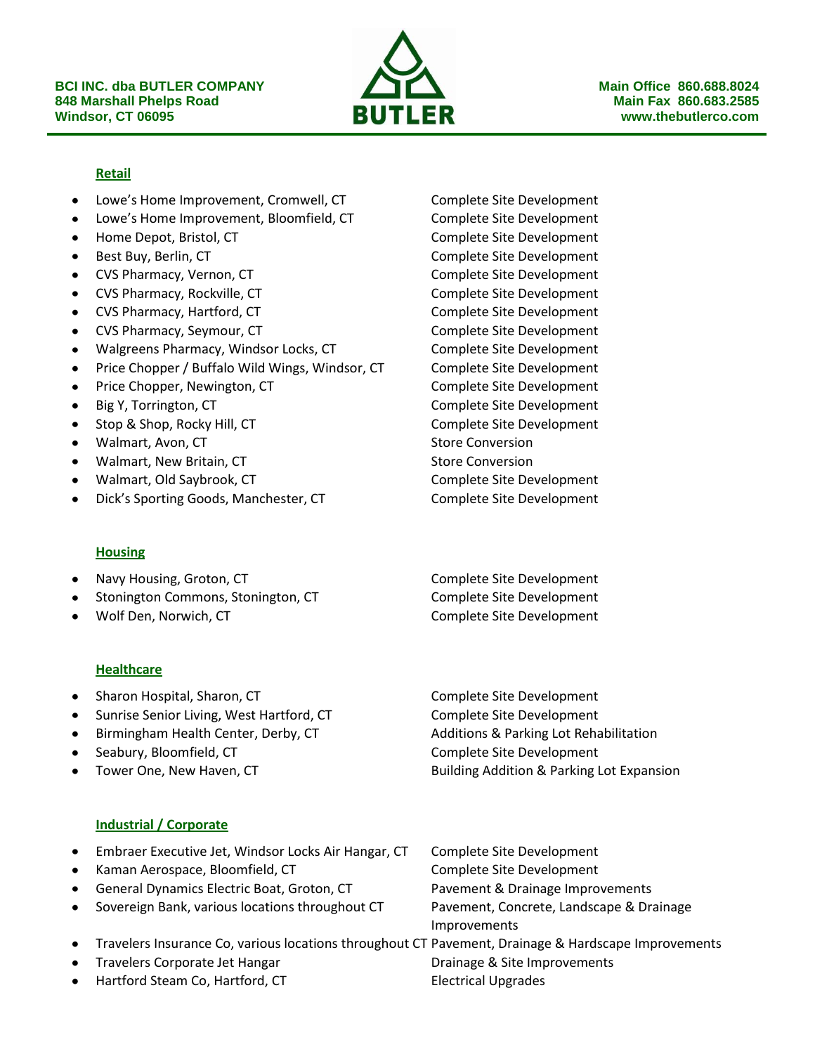## Retail

| | |
|---|---|
| Lowe's Home Improvement, Cromwell, CT | Complete Site Development |
| Lowe's Home Improvement, Bloomfield, CT | Complete Site Development |
| Home Depot, Bristol, CT | Complete Site Development |
| Best Buy, Berlin, CT | Complete Site Development |
| CVS Pharmacy, Vernon, CT | Complete Site Development |
| CVS Pharmacy, Rockville, CT | Complete Site Development |
| CVS Pharmacy, Hartford, CT | Complete Site Development |
| CVS Pharmacy, Seymour, CT | Complete Site Development |
| Walgreens Pharmacy, Windsor Locks, CT | Complete Site Development |
| Price Chopper / Buffalo Wild Wings, Windsor, CT | Complete Site Development |
| Price Chopper, Newington, CT | Complete Site Development |
| Big Y, Torrington, CT | Complete Site Development |
| Stop & Shop, Rocky Hill, CT | Complete Site Development |
| Walmart, Avon, CT | Store Conversion |
| Walmart, New Britain, CT | Store Conversion |
| Walmart, Old Saybrook, CT | Complete Site Development |
| Dick's Sporting Goods, Manchester, CT | Complete Site Development |

## Housing

| | |
|---|---|
| Navy Housing, Groton, CT | Complete Site Development |
| Stonington Commons, Stonington, CT | Complete Site Development |
| Wolf Den, Norwich, CT | Complete Site Development |

## Healthcare

| | |
|---|---|
| Sharon Hospital, Sharon, CT | Complete Site Development |
| Sunrise Senior Living, West Hartford, CT | Complete Site Development |
| Birmingham Health Center, Derby, CT | Additions & Parking Lot Rehabilitation |
| Seabury, Bloomfield, CT | Complete Site Development |
| Tower One, New Haven, CT | Building Addition & Parking Lot Expansion |

## Industrial / Corporate

| | |
|---|---|
| Embraer Executive Jet, Windsor Locks Air Hangar, CT | Complete Site Development |
| Kaman Aerospace, Bloomfield, CT | Complete Site Development |
| General Dynamics Electric Boat, Groton, CT | Pavement & Drainage Improvements |
| Sovereign Bank, various locations throughout CT | Pavement, Concrete, Landscape & Drainage Improvements |
| Travelers Insurance Co, various locations throughout CT | Pavement, Drainage & Hardscape Improvements |
| Travelers Corporate Jet Hangar | Drainage & Site Improvements |
| Hartford Steam Co, Hartford, CT | Electrical Upgrades |